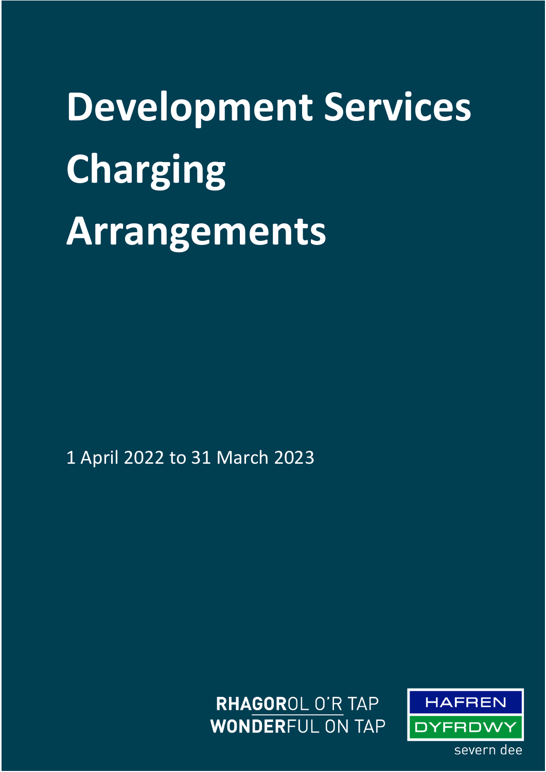# Development Services Charging Arrangements

1 April 2022 to 31 March 2023

RHAGOROL O'R TAP
WONDERFUL ON TAP

HAFREN DYFRDWY
severn dee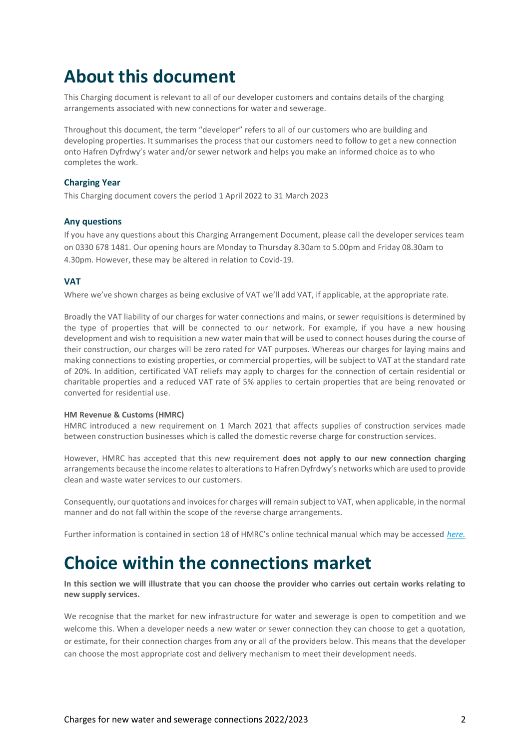# About this document

This Charging document is relevant to all of our developer customers and contains details of the charging arrangements associated with new connections for water and sewerage.

Throughout this document, the term "developer" refers to all of our customers who are building and developing properties. It summarises the process that our customers need to follow to get a new connection onto Hafren Dyfrdwy's water and/or sewer network and helps you make an informed choice as to who completes the work.

### Charging Year

This Charging document covers the period 1 April 2022 to 31 March 2023

### Any questions

If you have any questions about this Charging Arrangement Document, please call the developer services team on 0330 678 1481. Our opening hours are Monday to Thursday 8.30am to 5.00pm and Friday 08.30am to 4.30pm. However, these may be altered in relation to Covid-19.

### VAT

Where we've shown charges as being exclusive of VAT we'll add VAT, if applicable, at the appropriate rate.

Broadly the VAT liability of our charges for water connections and mains, or sewer requisitions is determined by the type of properties that will be connected to our network. For example, if you have a new housing development and wish to requisition a new water main that will be used to connect houses during the course of their construction, our charges will be zero rated for VAT purposes. Whereas our charges for laying mains and making connections to existing properties, or commercial properties, will be subject to VAT at the standard rate of 20%. In addition, certificated VAT reliefs may apply to charges for the connection of certain residential or charitable properties and a reduced VAT rate of 5% applies to certain properties that are being renovated or converted for residential use.

**HM Revenue & Customs (HMRC)**

HMRC introduced a new requirement on 1 March 2021 that affects supplies of construction services made between construction businesses which is called the domestic reverse charge for construction services.

However, HMRC has accepted that this new requirement **does not apply to our new connection charging** arrangements because the income relates to alterations to Hafren Dyfrdwy's networks which are used to provide clean and waste water services to our customers.

Consequently, our quotations and invoices for charges will remain subject to VAT, when applicable, in the normal manner and do not fall within the scope of the reverse charge arrangements.

Further information is contained in section 18 of HMRC's online technical manual which may be accessed *here.*

# Choice within the connections market

**In this section we will illustrate that you can choose the provider who carries out certain works relating to new supply services.**

We recognise that the market for new infrastructure for water and sewerage is open to competition and we welcome this. When a developer needs a new water or sewer connection they can choose to get a quotation, or estimate, for their connection charges from any or all of the providers below. This means that the developer can choose the most appropriate cost and delivery mechanism to meet their development needs.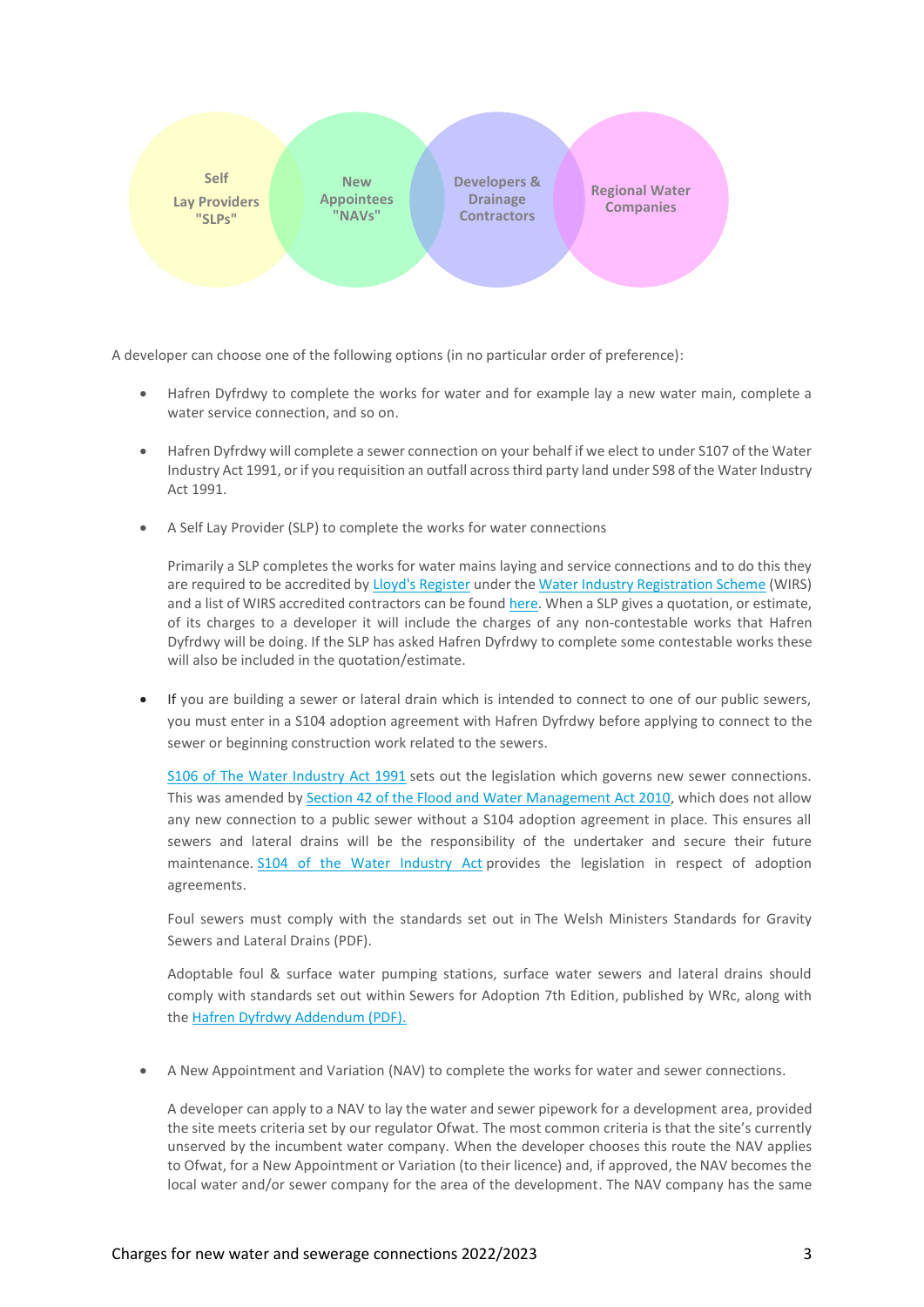Self Lay Providers "SLPs"

New Appointees "NAVs"

Developers & Drainage Contractors

Regional Water Companies

A developer can choose one of the following options (in no particular order of preference):

- Hafren Dyfrdwy to complete the works for water and for example lay a new water main, complete a water service connection, and so on.

- Hafren Dyfrdwy will complete a sewer connection on your behalf if we elect to under S107 of the Water Industry Act 1991, or if you requisition an outfall across third party land under S98 of the Water Industry Act 1991.

- A Self Lay Provider (SLP) to complete the works for water connections

  Primarily a SLP completes the works for water mains laying and service connections and to do this they are required to be accredited by Lloyd's Register under the Water Industry Registration Scheme (WIRS) and a list of WIRS accredited contractors can be found here. When a SLP gives a quotation, or estimate, of its charges to a developer it will include the charges of any non-contestable works that Hafren Dyfrdwy will be doing. If the SLP has asked Hafren Dyfrdwy to complete some contestable works these will also be included in the quotation/estimate.

- If you are building a sewer or lateral drain which is intended to connect to one of our public sewers, you must enter in a S104 adoption agreement with Hafren Dyfrdwy before applying to connect to the sewer or beginning construction work related to the sewers.

  S106 of The Water Industry Act 1991 sets out the legislation which governs new sewer connections. This was amended by Section 42 of the Flood and Water Management Act 2010, which does not allow any new connection to a public sewer without a S104 adoption agreement in place. This ensures all sewers and lateral drains will be the responsibility of the undertaker and secure their future maintenance. S104 of the Water Industry Act provides the legislation in respect of adoption agreements.

  Foul sewers must comply with the standards set out in The Welsh Ministers Standards for Gravity Sewers and Lateral Drains (PDF).

  Adoptable foul & surface water pumping stations, surface water sewers and lateral drains should comply with standards set out within Sewers for Adoption 7th Edition, published by WRc, along with the Hafren Dyfrdwy Addendum (PDF).

- A New Appointment and Variation (NAV) to complete the works for water and sewer connections.

  A developer can apply to a NAV to lay the water and sewer pipework for a development area, provided the site meets criteria set by our regulator Ofwat. The most common criteria is that the site's currently unserved by the incumbent water company. When the developer chooses this route the NAV applies to Ofwat, for a New Appointment or Variation (to their licence) and, if approved, the NAV becomes the local water and/or sewer company for the area of the development. The NAV company has the same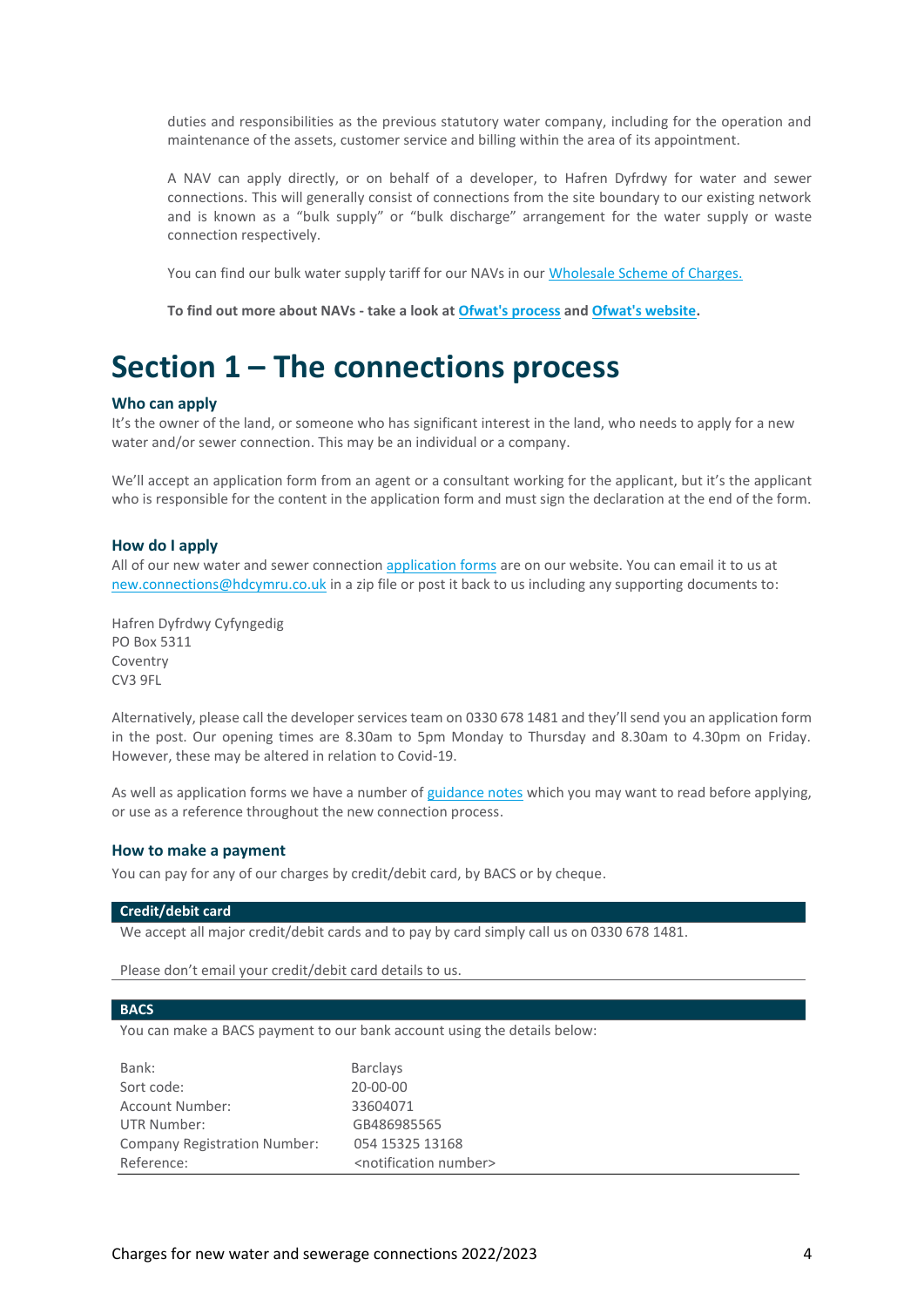duties and responsibilities as the previous statutory water company, including for the operation and maintenance of the assets, customer service and billing within the area of its appointment.

A NAV can apply directly, or on behalf of a developer, to Hafren Dyfrdwy for water and sewer connections. This will generally consist of connections from the site boundary to our existing network and is known as a "bulk supply" or "bulk discharge" arrangement for the water supply or waste connection respectively.

You can find our bulk water supply tariff for our NAVs in our Wholesale Scheme of Charges.

**To find out more about NAVs - take a look at Ofwat's process and Ofwat's website.**

# Section 1 – The connections process

### Who can apply

It's the owner of the land, or someone who has significant interest in the land, who needs to apply for a new water and/or sewer connection. This may be an individual or a company.

We'll accept an application form from an agent or a consultant working for the applicant, but it's the applicant who is responsible for the content in the application form and must sign the declaration at the end of the form.

### How do I apply

All of our new water and sewer connection application forms are on our website. You can email it to us at new.connections@hdcymru.co.uk in a zip file or post it back to us including any supporting documents to:

Hafren Dyfrdwy Cyfyngedig
PO Box 5311
Coventry
CV3 9FL

Alternatively, please call the developer services team on 0330 678 1481 and they'll send you an application form in the post. Our opening times are 8.30am to 5pm Monday to Thursday and 8.30am to 4.30pm on Friday. However, these may be altered in relation to Covid-19.

As well as application forms we have a number of guidance notes which you may want to read before applying, or use as a reference throughout the new connection process.

### How to make a payment

You can pay for any of our charges by credit/debit card, by BACS or by cheque.

**Credit/debit card**

We accept all major credit/debit cards and to pay by card simply call us on 0330 678 1481.

Please don't email your credit/debit card details to us.

**BACS**

You can make a BACS payment to our bank account using the details below:

| | |
|---|---|
| Bank: | Barclays |
| Sort code: | 20-00-00 |
| Account Number: | 33604071 |
| UTR Number: | GB486985565 |
| Company Registration Number: | 054 15325 13168 |
| Reference: | <notification number> |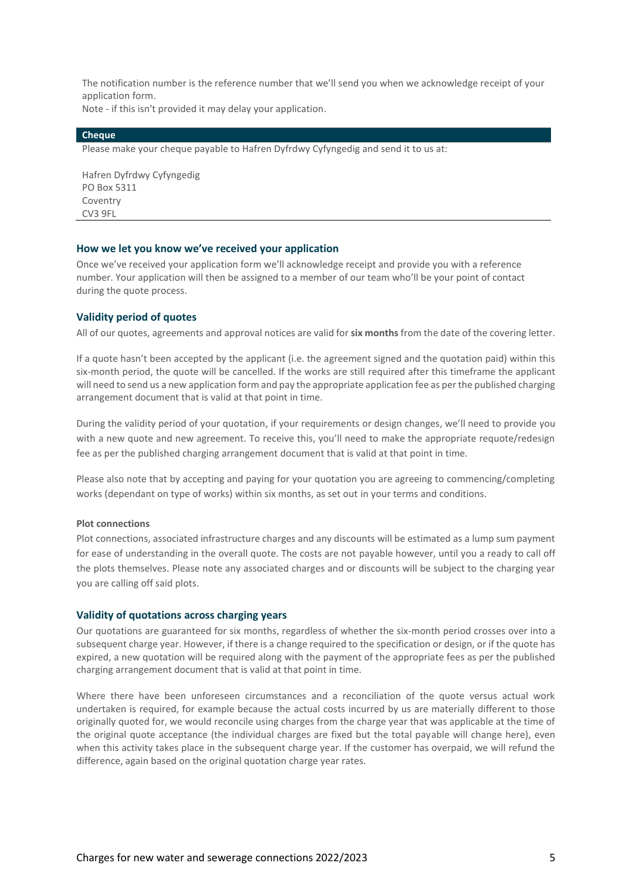The notification number is the reference number that we'll send you when we acknowledge receipt of your application form.
Note - if this isn't provided it may delay your application.

| **Cheque** |
| --- |
| Please make your cheque payable to Hafren Dyfrdwy Cyfyngedig and send it to us at:<br><br>Hafren Dyfrdwy Cyfyngedig<br>PO Box 5311<br>Coventry<br>CV3 9FL |

### How we let you know we've received your application

Once we've received your application form we'll acknowledge receipt and provide you with a reference number. Your application will then be assigned to a member of our team who'll be your point of contact during the quote process.

### Validity period of quotes

All of our quotes, agreements and approval notices are valid for **six months** from the date of the covering letter.

If a quote hasn't been accepted by the applicant (i.e. the agreement signed and the quotation paid) within this six-month period, the quote will be cancelled. If the works are still required after this timeframe the applicant will need to send us a new application form and pay the appropriate application fee as per the published charging arrangement document that is valid at that point in time.

During the validity period of your quotation, if your requirements or design changes, we'll need to provide you with a new quote and new agreement. To receive this, you'll need to make the appropriate requote/redesign fee as per the published charging arrangement document that is valid at that point in time.

Please also note that by accepting and paying for your quotation you are agreeing to commencing/completing works (dependant on type of works) within six months, as set out in your terms and conditions.

#### Plot connections

Plot connections, associated infrastructure charges and any discounts will be estimated as a lump sum payment for ease of understanding in the overall quote. The costs are not payable however, until you a ready to call off the plots themselves. Please note any associated charges and or discounts will be subject to the charging year you are calling off said plots.

### Validity of quotations across charging years

Our quotations are guaranteed for six months, regardless of whether the six-month period crosses over into a subsequent charge year. However, if there is a change required to the specification or design, or if the quote has expired, a new quotation will be required along with the payment of the appropriate fees as per the published charging arrangement document that is valid at that point in time.

Where there have been unforeseen circumstances and a reconciliation of the quote versus actual work undertaken is required, for example because the actual costs incurred by us are materially different to those originally quoted for, we would reconcile using charges from the charge year that was applicable at the time of the original quote acceptance (the individual charges are fixed but the total payable will change here), even when this activity takes place in the subsequent charge year. If the customer has overpaid, we will refund the difference, again based on the original quotation charge year rates.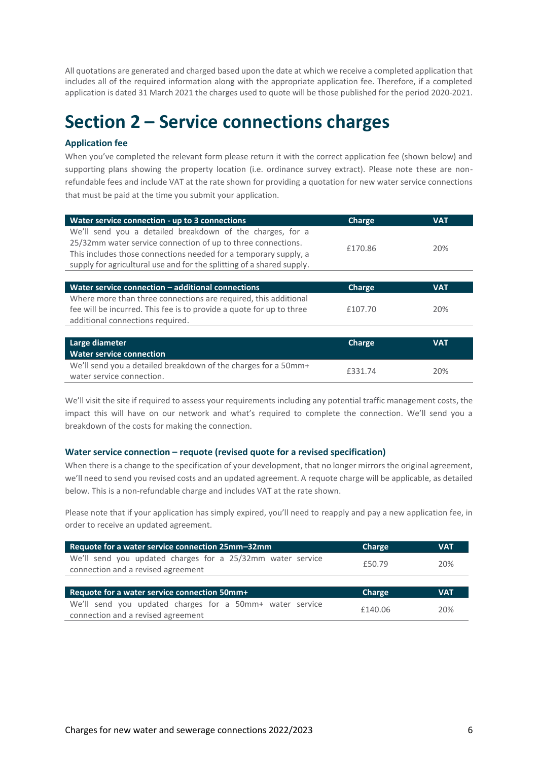All quotations are generated and charged based upon the date at which we receive a completed application that includes all of the required information along with the appropriate application fee. Therefore, if a completed application is dated 31 March 2021 the charges used to quote will be those published for the period 2020-2021.

# Section 2 – Service connections charges

### Application fee

When you've completed the relevant form please return it with the correct application fee (shown below) and supporting plans showing the property location (i.e. ordinance survey extract). Please note these are non-refundable fees and include VAT at the rate shown for providing a quotation for new water service connections that must be paid at the time you submit your application.

| Water service connection - up to 3 connections | Charge | VAT |
|---|---|---|
| We'll send you a detailed breakdown of the charges, for a 25/32mm water service connection of up to three connections. This includes those connections needed for a temporary supply, a supply for agricultural use and for the splitting of a shared supply. | £170.86 | 20% |

| Water service connection – additional connections | Charge | VAT |
|---|---|---|
| Where more than three connections are required, this additional fee will be incurred. This fee is to provide a quote for up to three additional connections required. | £107.70 | 20% |

| Large diameter Water service connection | Charge | VAT |
|---|---|---|
| We'll send you a detailed breakdown of the charges for a 50mm+ water service connection. | £331.74 | 20% |

We'll visit the site if required to assess your requirements including any potential traffic management costs, the impact this will have on our network and what's required to complete the connection. We'll send you a breakdown of the costs for making the connection.

### Water service connection – requote (revised quote for a revised specification)

When there is a change to the specification of your development, that no longer mirrors the original agreement, we'll need to send you revised costs and an updated agreement. A requote charge will be applicable, as detailed below. This is a non-refundable charge and includes VAT at the rate shown.

Please note that if your application has simply expired, you'll need to reapply and pay a new application fee, in order to receive an updated agreement.

| Requote for a water service connection 25mm–32mm | Charge | VAT |
|---|---|---|
| We'll send you updated charges for a 25/32mm water service connection and a revised agreement | £50.79 | 20% |

| Requote for a water service connection 50mm+ | Charge | VAT |
|---|---|---|
| We'll send you updated charges for a 50mm+ water service connection and a revised agreement | £140.06 | 20% |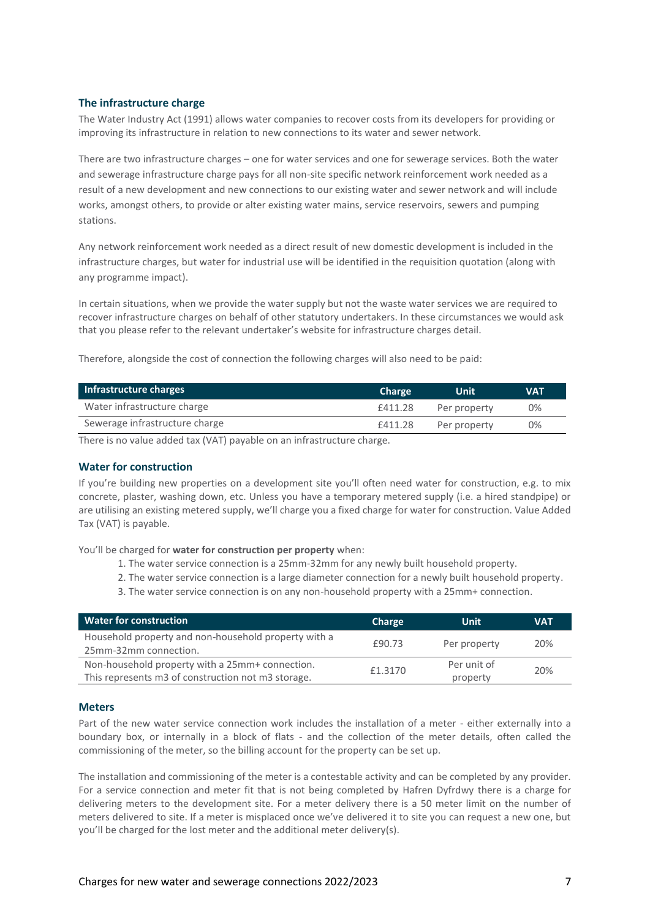## The infrastructure charge

The Water Industry Act (1991) allows water companies to recover costs from its developers for providing or improving its infrastructure in relation to new connections to its water and sewer network.

There are two infrastructure charges – one for water services and one for sewerage services. Both the water and sewerage infrastructure charge pays for all non-site specific network reinforcement work needed as a result of a new development and new connections to our existing water and sewer network and will include works, amongst others, to provide or alter existing water mains, service reservoirs, sewers and pumping stations.

Any network reinforcement work needed as a direct result of new domestic development is included in the infrastructure charges, but water for industrial use will be identified in the requisition quotation (along with any programme impact).

In certain situations, when we provide the water supply but not the waste water services we are required to recover infrastructure charges on behalf of other statutory undertakers. In these circumstances we would ask that you please refer to the relevant undertaker's website for infrastructure charges detail.

Therefore, alongside the cost of connection the following charges will also need to be paid:

| Infrastructure charges | Charge | Unit | VAT |
|---|---|---|---|
| Water infrastructure charge | £411.28 | Per property | 0% |
| Sewerage infrastructure charge | £411.28 | Per property | 0% |

There is no value added tax (VAT) payable on an infrastructure charge.

## Water for construction

If you're building new properties on a development site you'll often need water for construction, e.g. to mix concrete, plaster, washing down, etc. Unless you have a temporary metered supply (i.e. a hired standpipe) or are utilising an existing metered supply, we'll charge you a fixed charge for water for construction. Value Added Tax (VAT) is payable.

You'll be charged for **water for construction per property** when:

1. The water service connection is a 25mm-32mm for any newly built household property.
2. The water service connection is a large diameter connection for a newly built household property.
3. The water service connection is on any non-household property with a 25mm+ connection.

| Water for construction | Charge | Unit | VAT |
|---|---|---|---|
| Household property and non-household property with a 25mm-32mm connection. | £90.73 | Per property | 20% |
| Non-household property with a 25mm+ connection. This represents m3 of construction not m3 storage. | £1.3170 | Per unit of property | 20% |

## Meters

Part of the new water service connection work includes the installation of a meter - either externally into a boundary box, or internally in a block of flats - and the collection of the meter details, often called the commissioning of the meter, so the billing account for the property can be set up.

The installation and commissioning of the meter is a contestable activity and can be completed by any provider. For a service connection and meter fit that is not being completed by Hafren Dyfrdwy there is a charge for delivering meters to the development site. For a meter delivery there is a 50 meter limit on the number of meters delivered to site. If a meter is misplaced once we've delivered it to site you can request a new one, but you'll be charged for the lost meter and the additional meter delivery(s).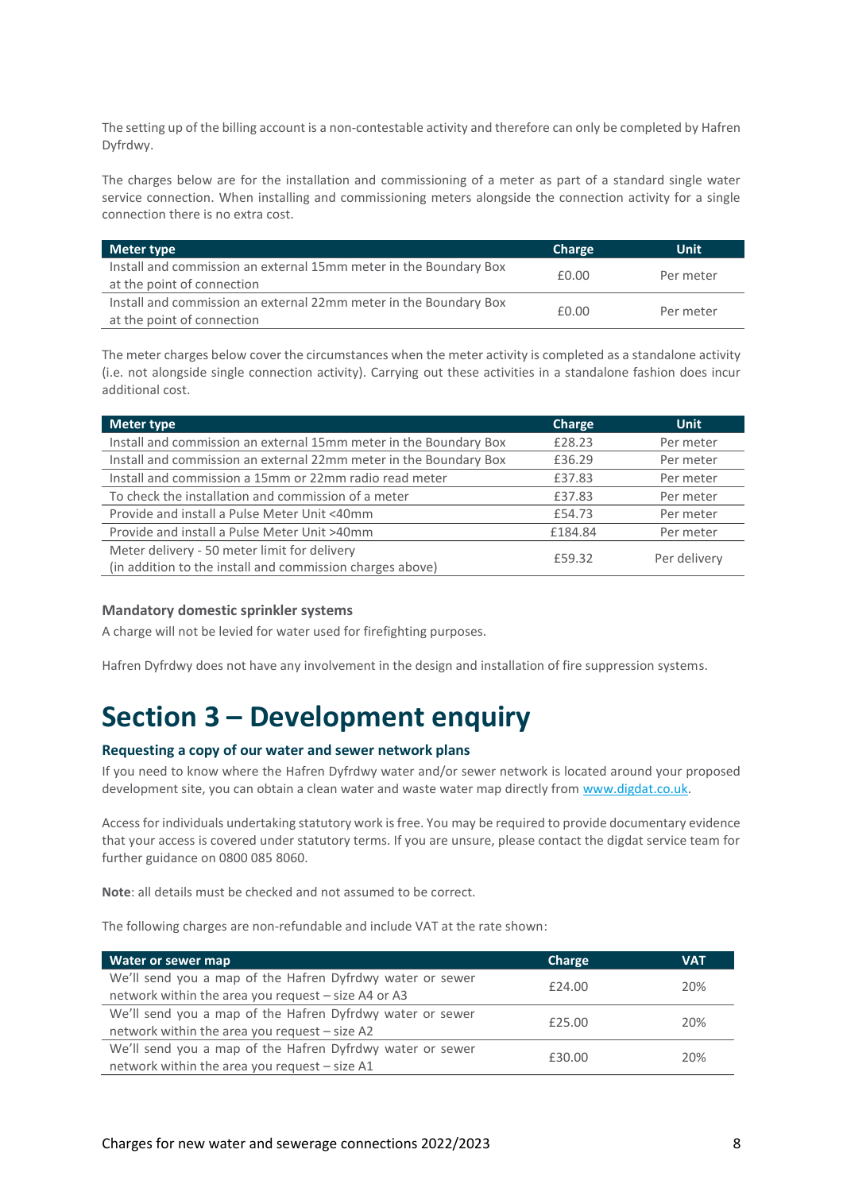The setting up of the billing account is a non-contestable activity and therefore can only be completed by Hafren Dyfrdwy.

The charges below are for the installation and commissioning of a meter as part of a standard single water service connection. When installing and commissioning meters alongside the connection activity for a single connection there is no extra cost.

| Meter type | Charge | Unit |
|---|---|---|
| Install and commission an external 15mm meter in the Boundary Box at the point of connection | £0.00 | Per meter |
| Install and commission an external 22mm meter in the Boundary Box at the point of connection | £0.00 | Per meter |

The meter charges below cover the circumstances when the meter activity is completed as a standalone activity (i.e. not alongside single connection activity). Carrying out these activities in a standalone fashion does incur additional cost.

| Meter type | Charge | Unit |
|---|---|---|
| Install and commission an external 15mm meter in the Boundary Box | £28.23 | Per meter |
| Install and commission an external 22mm meter in the Boundary Box | £36.29 | Per meter |
| Install and commission a 15mm or 22mm radio read meter | £37.83 | Per meter |
| To check the installation and commission of a meter | £37.83 | Per meter |
| Provide and install a Pulse Meter Unit <40mm | £54.73 | Per meter |
| Provide and install a Pulse Meter Unit >40mm | £184.84 | Per meter |
| Meter delivery - 50 meter limit for delivery (in addition to the install and commission charges above) | £59.32 | Per delivery |

### Mandatory domestic sprinkler systems

A charge will not be levied for water used for firefighting purposes.

Hafren Dyfrdwy does not have any involvement in the design and installation of fire suppression systems.

# Section 3 – Development enquiry

### Requesting a copy of our water and sewer network plans

If you need to know where the Hafren Dyfrdwy water and/or sewer network is located around your proposed development site, you can obtain a clean water and waste water map directly from www.digdat.co.uk.

Access for individuals undertaking statutory work is free. You may be required to provide documentary evidence that your access is covered under statutory terms. If you are unsure, please contact the digdat service team for further guidance on 0800 085 8060.

**Note**: all details must be checked and not assumed to be correct.

The following charges are non-refundable and include VAT at the rate shown:

| Water or sewer map | Charge | VAT |
|---|---|---|
| We'll send you a map of the Hafren Dyfrdwy water or sewer network within the area you request – size A4 or A3 | £24.00 | 20% |
| We'll send you a map of the Hafren Dyfrdwy water or sewer network within the area you request – size A2 | £25.00 | 20% |
| We'll send you a map of the Hafren Dyfrdwy water or sewer network within the area you request – size A1 | £30.00 | 20% |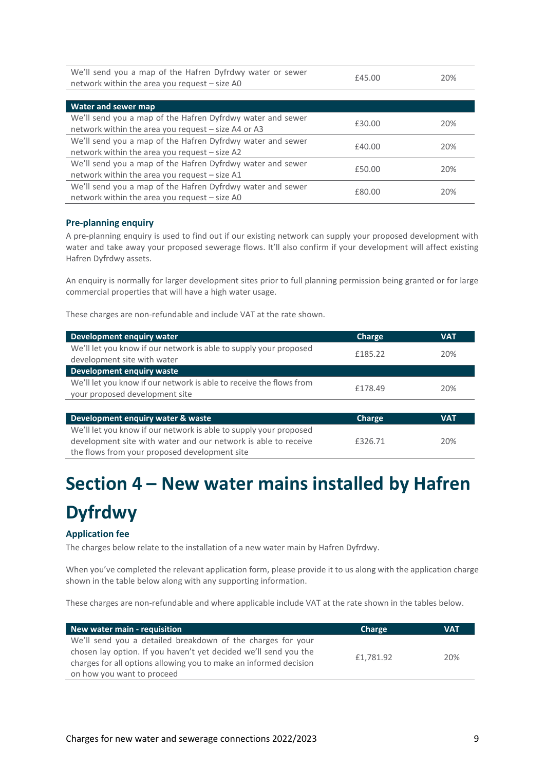| | | |
|---|---|---|
| We'll send you a map of the Hafren Dyfrdwy water or sewer network within the area you request – size A0 | £45.00 | 20% |

| Water and sewer map | | |
|---|---|---|
| We'll send you a map of the Hafren Dyfrdwy water and sewer network within the area you request – size A4 or A3 | £30.00 | 20% |
| We'll send you a map of the Hafren Dyfrdwy water and sewer network within the area you request – size A2 | £40.00 | 20% |
| We'll send you a map of the Hafren Dyfrdwy water and sewer network within the area you request – size A1 | £50.00 | 20% |
| We'll send you a map of the Hafren Dyfrdwy water and sewer network within the area you request – size A0 | £80.00 | 20% |

### Pre-planning enquiry

A pre-planning enquiry is used to find out if our existing network can supply your proposed development with water and take away your proposed sewerage flows. It'll also confirm if your development will affect existing Hafren Dyfrdwy assets.

An enquiry is normally for larger development sites prior to full planning permission being granted or for large commercial properties that will have a high water usage.

These charges are non-refundable and include VAT at the rate shown.

| Development enquiry water | Charge | VAT |
|---|---|---|
| We'll let you know if our network is able to supply your proposed development site with water | £185.22 | 20% |
| **Development enquiry waste** | | |
| We'll let you know if our network is able to receive the flows from your proposed development site | £178.49 | 20% |

| Development enquiry water & waste | Charge | VAT |
|---|---|---|
| We'll let you know if our network is able to supply your proposed development site with water and our network is able to receive the flows from your proposed development site | £326.71 | 20% |

# Section 4 – New water mains installed by Hafren Dyfrdwy

### Application fee

The charges below relate to the installation of a new water main by Hafren Dyfrdwy.

When you've completed the relevant application form, please provide it to us along with the application charge shown in the table below along with any supporting information.

These charges are non-refundable and where applicable include VAT at the rate shown in the tables below.

| New water main - requisition | Charge | VAT |
|---|---|---|
| We'll send you a detailed breakdown of the charges for your chosen lay option. If you haven't yet decided we'll send you the charges for all options allowing you to make an informed decision on how you want to proceed | £1,781.92 | 20% |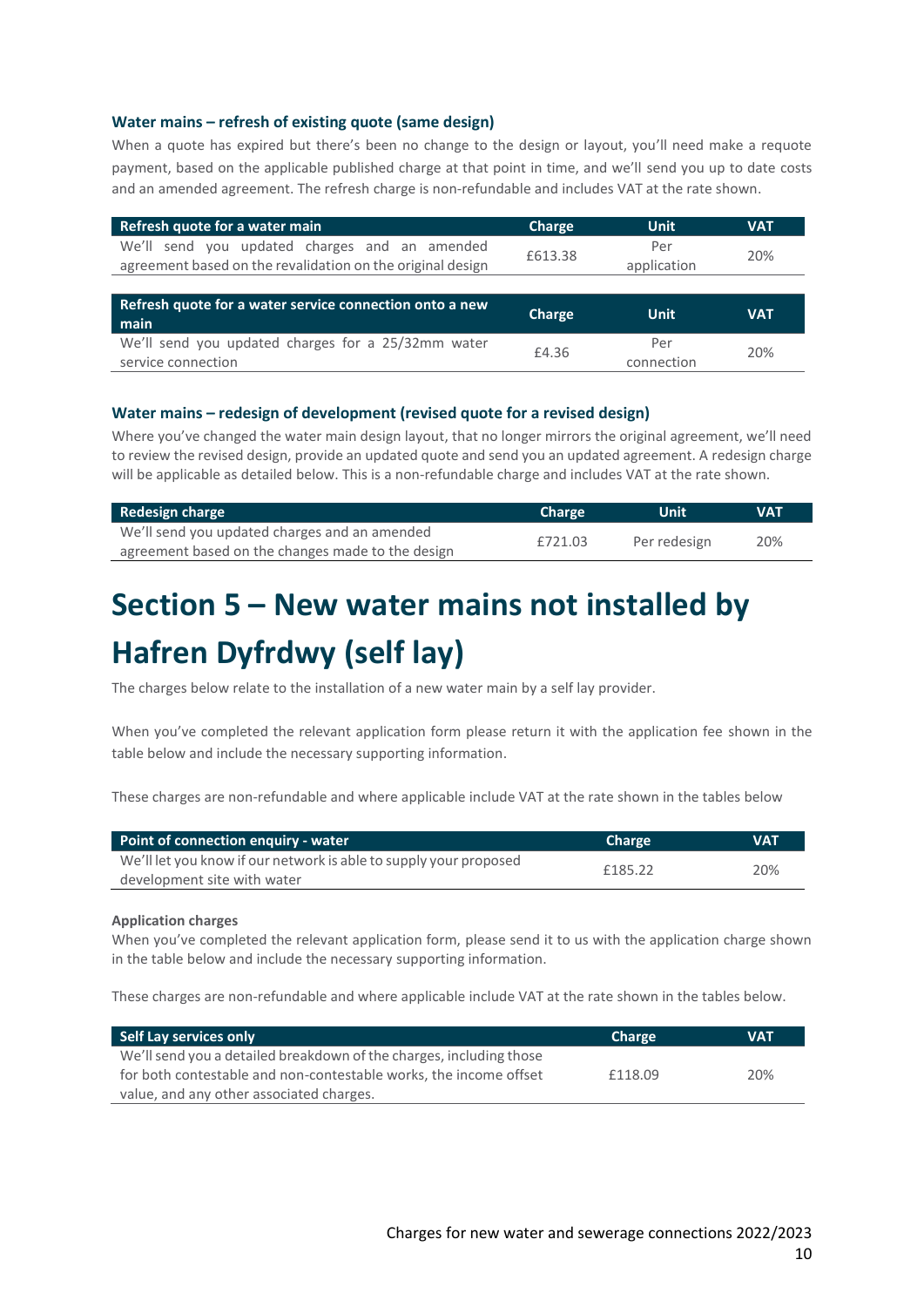### Water mains – refresh of existing quote (same design)

When a quote has expired but there's been no change to the design or layout, you'll need make a requote payment, based on the applicable published charge at that point in time, and we'll send you up to date costs and an amended agreement. The refresh charge is non-refundable and includes VAT at the rate shown.

| Refresh quote for a water main | Charge | Unit | VAT |
|---|---|---|---|
| We'll send you updated charges and an amended agreement based on the revalidation on the original design | £613.38 | Per application | 20% |

| Refresh quote for a water service connection onto a new main | Charge | Unit | VAT |
|---|---|---|---|
| We'll send you updated charges for a 25/32mm water service connection | £4.36 | Per connection | 20% |

### Water mains – redesign of development (revised quote for a revised design)

Where you've changed the water main design layout, that no longer mirrors the original agreement, we'll need to review the revised design, provide an updated quote and send you an updated agreement. A redesign charge will be applicable as detailed below. This is a non-refundable charge and includes VAT at the rate shown.

| Redesign charge | Charge | Unit | VAT |
|---|---|---|---|
| We'll send you updated charges and an amended agreement based on the changes made to the design | £721.03 | Per redesign | 20% |

# Section 5 – New water mains not installed by Hafren Dyfrdwy (self lay)

The charges below relate to the installation of a new water main by a self lay provider.

When you've completed the relevant application form please return it with the application fee shown in the table below and include the necessary supporting information.

These charges are non-refundable and where applicable include VAT at the rate shown in the tables below

| Point of connection enquiry - water | Charge | VAT |
|---|---|---|
| We'll let you know if our network is able to supply your proposed development site with water | £185.22 | 20% |

**Application charges**

When you've completed the relevant application form, please send it to us with the application charge shown in the table below and include the necessary supporting information.

These charges are non-refundable and where applicable include VAT at the rate shown in the tables below.

| Self Lay services only | Charge | VAT |
|---|---|---|
| We'll send you a detailed breakdown of the charges, including those for both contestable and non-contestable works, the income offset value, and any other associated charges. | £118.09 | 20% |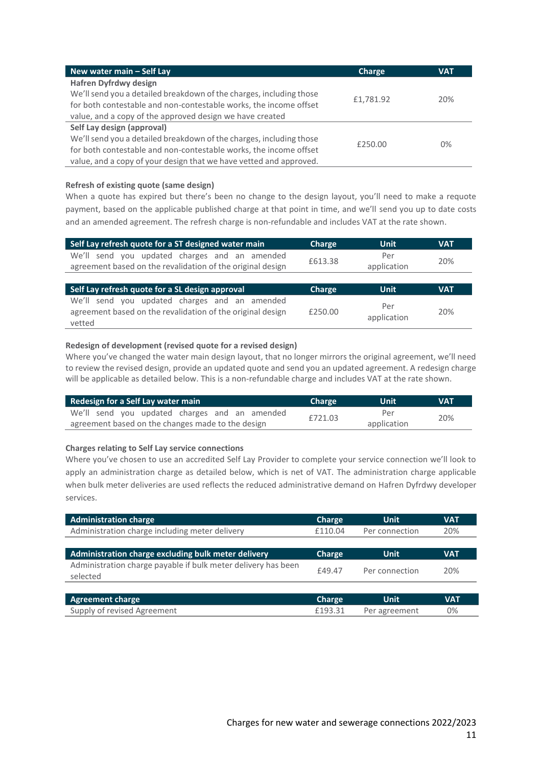| New water main – Self Lay | Charge | VAT |
| --- | --- | --- |
| **Hafren Dyfrdwy design**<br>We'll send you a detailed breakdown of the charges, including those for both contestable and non-contestable works, the income offset value, and a copy of the approved design we have created | £1,781.92 | 20% |
| **Self Lay design (approval)**<br>We'll send you a detailed breakdown of the charges, including those for both contestable and non-contestable works, the income offset value, and a copy of your design that we have vetted and approved. | £250.00 | 0% |

**Refresh of existing quote (same design)**

When a quote has expired but there's been no change to the design layout, you'll need to make a requote payment, based on the applicable published charge at that point in time, and we'll send you up to date costs and an amended agreement. The refresh charge is non-refundable and includes VAT at the rate shown.

| Self Lay refresh quote for a ST designed water main | Charge | Unit | VAT |
| --- | --- | --- | --- |
| We'll send you updated charges and an amended agreement based on the revalidation of the original design | £613.38 | Per application | 20% |

| Self Lay refresh quote for a SL design approval | Charge | Unit | VAT |
| --- | --- | --- | --- |
| We'll send you updated charges and an amended agreement based on the revalidation of the original design vetted | £250.00 | Per application | 20% |

**Redesign of development (revised quote for a revised design)**

Where you've changed the water main design layout, that no longer mirrors the original agreement, we'll need to review the revised design, provide an updated quote and send you an updated agreement. A redesign charge will be applicable as detailed below. This is a non-refundable charge and includes VAT at the rate shown.

| Redesign for a Self Lay water main | Charge | Unit | VAT |
| --- | --- | --- | --- |
| We'll send you updated charges and an amended agreement based on the changes made to the design | £721.03 | Per application | 20% |

**Charges relating to Self Lay service connections**

Where you've chosen to use an accredited Self Lay Provider to complete your service connection we'll look to apply an administration charge as detailed below, which is net of VAT. The administration charge applicable when bulk meter deliveries are used reflects the reduced administrative demand on Hafren Dyfrdwy developer services.

| Administration charge | Charge | Unit | VAT |
| --- | --- | --- | --- |
| Administration charge including meter delivery | £110.04 | Per connection | 20% |

| Administration charge excluding bulk meter delivery | Charge | Unit | VAT |
| --- | --- | --- | --- |
| Administration charge payable if bulk meter delivery has been selected | £49.47 | Per connection | 20% |

| Agreement charge | Charge | Unit | VAT |
| --- | --- | --- | --- |
| Supply of revised Agreement | £193.31 | Per agreement | 0% |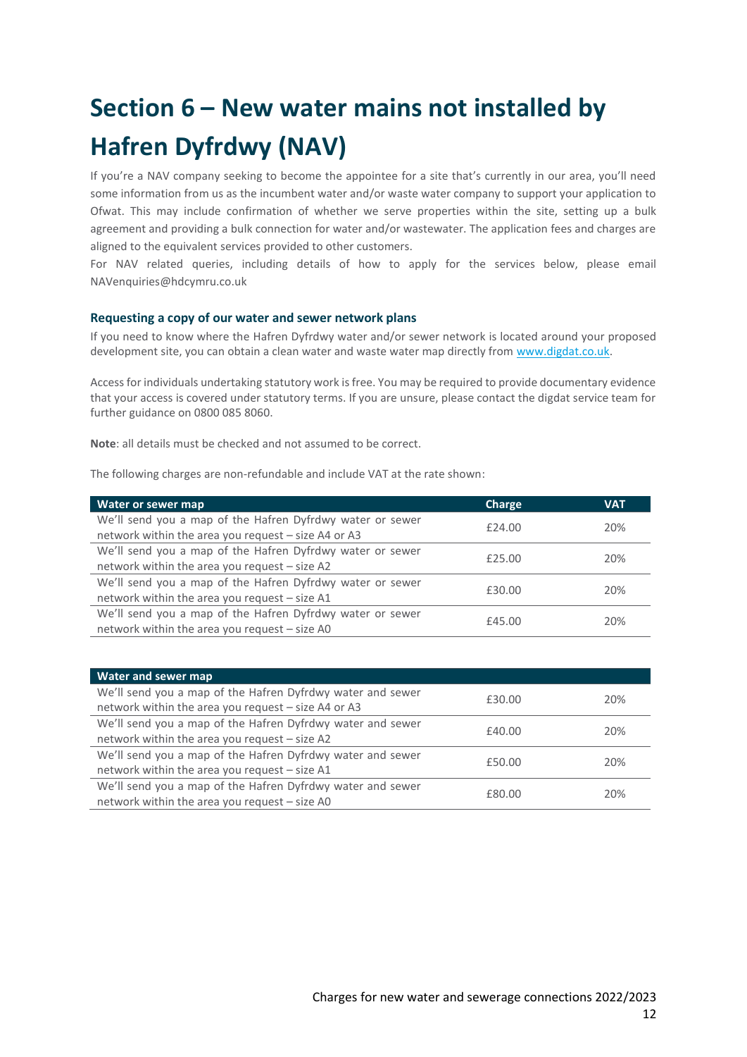# Section 6 – New water mains not installed by Hafren Dyfrdwy (NAV)

If you're a NAV company seeking to become the appointee for a site that's currently in our area, you'll need some information from us as the incumbent water and/or waste water company to support your application to Ofwat. This may include confirmation of whether we serve properties within the site, setting up a bulk agreement and providing a bulk connection for water and/or wastewater. The application fees and charges are aligned to the equivalent services provided to other customers.

For NAV related queries, including details of how to apply for the services below, please email NAVenquiries@hdcymru.co.uk

### Requesting a copy of our water and sewer network plans

If you need to know where the Hafren Dyfrdwy water and/or sewer network is located around your proposed development site, you can obtain a clean water and waste water map directly from www.digdat.co.uk.

Access for individuals undertaking statutory work is free. You may be required to provide documentary evidence that your access is covered under statutory terms. If you are unsure, please contact the digdat service team for further guidance on 0800 085 8060.

**Note**: all details must be checked and not assumed to be correct.

The following charges are non-refundable and include VAT at the rate shown:

| Water or sewer map | Charge | VAT |
|---|---|---|
| We'll send you a map of the Hafren Dyfrdwy water or sewer network within the area you request – size A4 or A3 | £24.00 | 20% |
| We'll send you a map of the Hafren Dyfrdwy water or sewer network within the area you request – size A2 | £25.00 | 20% |
| We'll send you a map of the Hafren Dyfrdwy water or sewer network within the area you request – size A1 | £30.00 | 20% |
| We'll send you a map of the Hafren Dyfrdwy water or sewer network within the area you request – size A0 | £45.00 | 20% |

| Water and sewer map | | |
|---|---|---|
| We'll send you a map of the Hafren Dyfrdwy water and sewer network within the area you request – size A4 or A3 | £30.00 | 20% |
| We'll send you a map of the Hafren Dyfrdwy water and sewer network within the area you request – size A2 | £40.00 | 20% |
| We'll send you a map of the Hafren Dyfrdwy water and sewer network within the area you request – size A1 | £50.00 | 20% |
| We'll send you a map of the Hafren Dyfrdwy water and sewer network within the area you request – size A0 | £80.00 | 20% |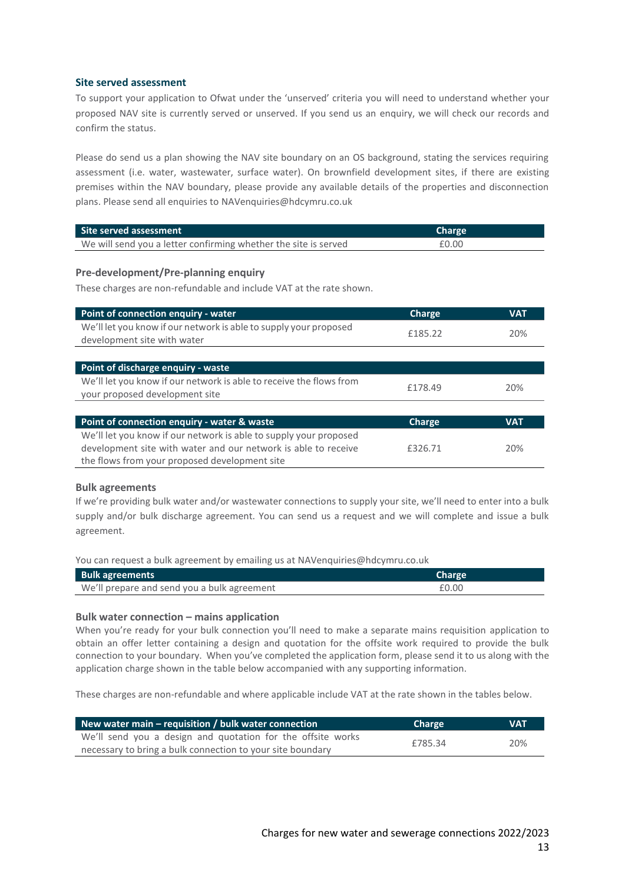### Site served assessment

To support your application to Ofwat under the 'unserved' criteria you will need to understand whether your proposed NAV site is currently served or unserved. If you send us an enquiry, we will check our records and confirm the status.

Please do send us a plan showing the NAV site boundary on an OS background, stating the services requiring assessment (i.e. water, wastewater, surface water). On brownfield development sites, if there are existing premises within the NAV boundary, please provide any available details of the properties and disconnection plans. Please send all enquiries to NAVenquiries@hdcymru.co.uk

| Site served assessment | Charge |
|---|---|
| We will send you a letter confirming whether the site is served | £0.00 |

### Pre-development/Pre-planning enquiry

These charges are non-refundable and include VAT at the rate shown.

| Point of connection enquiry - water | Charge | VAT |
|---|---|---|
| We'll let you know if our network is able to supply your proposed development site with water | £185.22 | 20% |

| Point of discharge enquiry - waste | | |
|---|---|---|
| We'll let you know if our network is able to receive the flows from your proposed development site | £178.49 | 20% |

| Point of connection enquiry - water & waste | Charge | VAT |
|---|---|---|
| We'll let you know if our network is able to supply your proposed development site with water and our network is able to receive the flows from your proposed development site | £326.71 | 20% |

### Bulk agreements

If we're providing bulk water and/or wastewater connections to supply your site, we'll need to enter into a bulk supply and/or bulk discharge agreement. You can send us a request and we will complete and issue a bulk agreement.

You can request a bulk agreement by emailing us at NAVenquiries@hdcymru.co.uk

| Bulk agreements | Charge |
|---|---|
| We'll prepare and send you a bulk agreement | £0.00 |

### Bulk water connection – mains application

When you're ready for your bulk connection you'll need to make a separate mains requisition application to obtain an offer letter containing a design and quotation for the offsite work required to provide the bulk connection to your boundary. When you've completed the application form, please send it to us along with the application charge shown in the table below accompanied with any supporting information.

These charges are non-refundable and where applicable include VAT at the rate shown in the tables below.

| New water main – requisition / bulk water connection | Charge | VAT |
|---|---|---|
| We'll send you a design and quotation for the offsite works necessary to bring a bulk connection to your site boundary | £785.34 | 20% |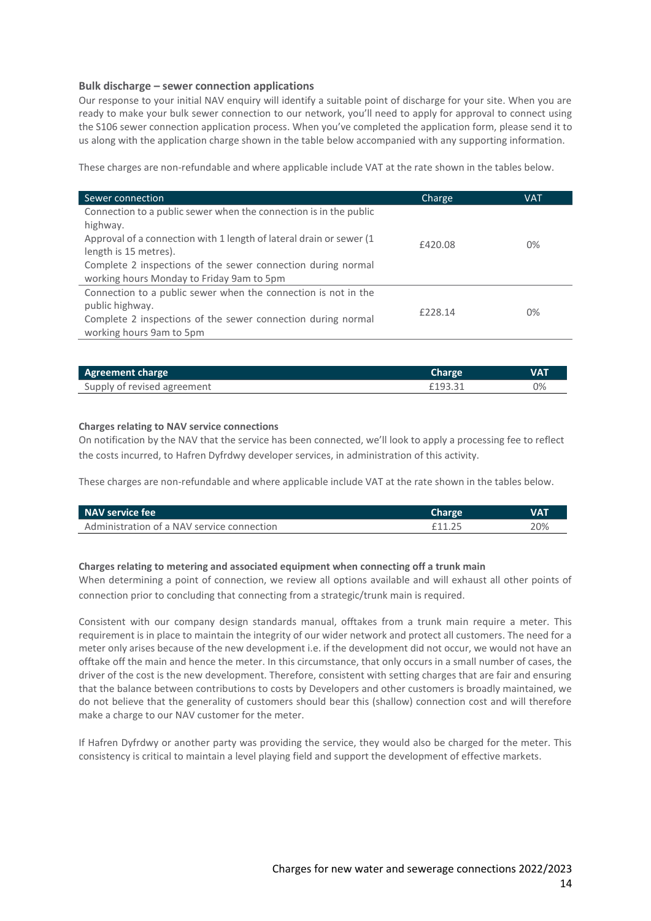### Bulk discharge – sewer connection applications

Our response to your initial NAV enquiry will identify a suitable point of discharge for your site. When you are ready to make your bulk sewer connection to our network, you'll need to apply for approval to connect using the S106 sewer connection application process. When you've completed the application form, please send it to us along with the application charge shown in the table below accompanied with any supporting information.

These charges are non-refundable and where applicable include VAT at the rate shown in the tables below.

| Sewer connection | Charge | VAT |
|---|---|---|
| Connection to a public sewer when the connection is in the public highway.<br>Approval of a connection with 1 length of lateral drain or sewer (1 length is 15 metres).<br>Complete 2 inspections of the sewer connection during normal working hours Monday to Friday 9am to 5pm | £420.08 | 0% |
| Connection to a public sewer when the connection is not in the public highway.<br>Complete 2 inspections of the sewer connection during normal working hours 9am to 5pm | £228.14 | 0% |

| Agreement charge | Charge | VAT |
|---|---|---|
| Supply of revised agreement | £193.31 | 0% |

**Charges relating to NAV service connections**

On notification by the NAV that the service has been connected, we'll look to apply a processing fee to reflect the costs incurred, to Hafren Dyfrdwy developer services, in administration of this activity.

These charges are non-refundable and where applicable include VAT at the rate shown in the tables below.

| NAV service fee | Charge | VAT |
|---|---|---|
| Administration of a NAV service connection | £11.25 | 20% |

**Charges relating to metering and associated equipment when connecting off a trunk main**

When determining a point of connection, we review all options available and will exhaust all other points of connection prior to concluding that connecting from a strategic/trunk main is required.

Consistent with our company design standards manual, offtakes from a trunk main require a meter. This requirement is in place to maintain the integrity of our wider network and protect all customers. The need for a meter only arises because of the new development i.e. if the development did not occur, we would not have an offtake off the main and hence the meter. In this circumstance, that only occurs in a small number of cases, the driver of the cost is the new development. Therefore, consistent with setting charges that are fair and ensuring that the balance between contributions to costs by Developers and other customers is broadly maintained, we do not believe that the generality of customers should bear this (shallow) connection cost and will therefore make a charge to our NAV customer for the meter.

If Hafren Dyfrdwy or another party was providing the service, they would also be charged for the meter. This consistency is critical to maintain a level playing field and support the development of effective markets.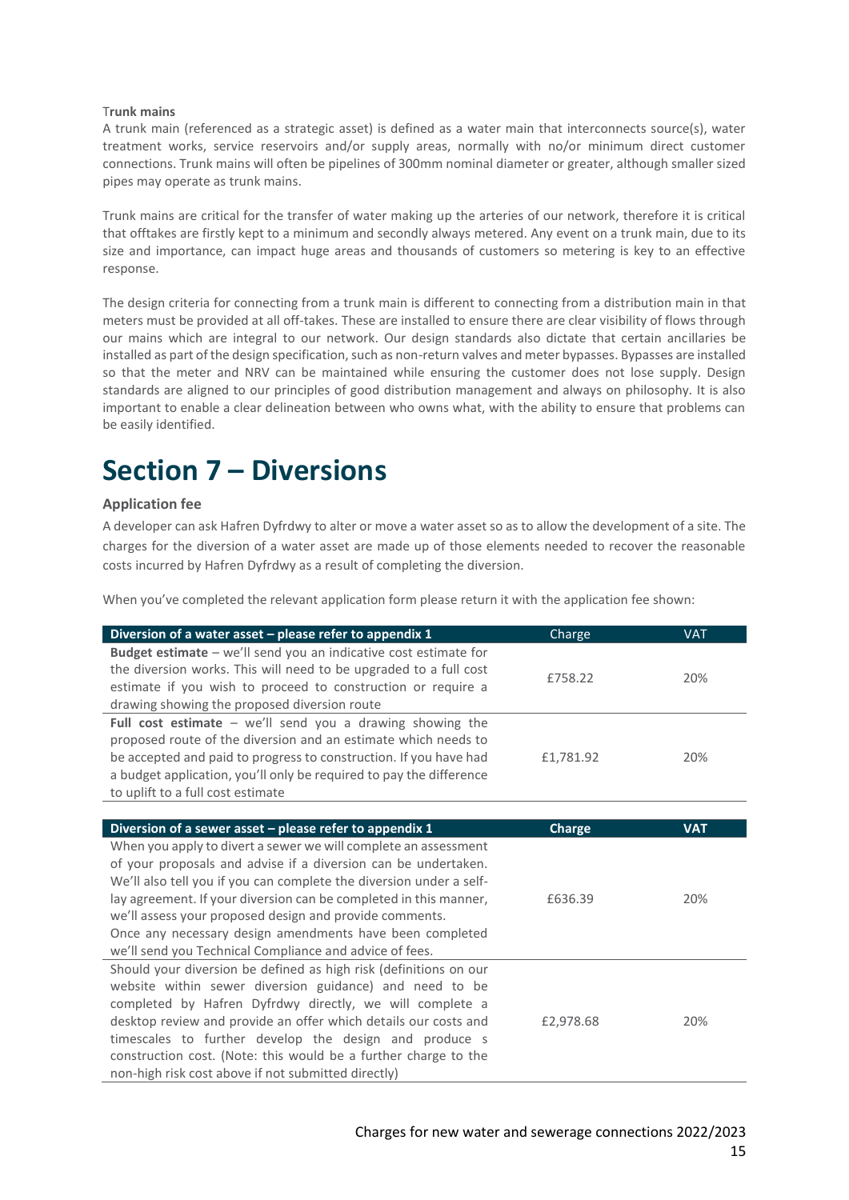**Trunk mains**

A trunk main (referenced as a strategic asset) is defined as a water main that interconnects source(s), water treatment works, service reservoirs and/or supply areas, normally with no/or minimum direct customer connections. Trunk mains will often be pipelines of 300mm nominal diameter or greater, although smaller sized pipes may operate as trunk mains.

Trunk mains are critical for the transfer of water making up the arteries of our network, therefore it is critical that offtakes are firstly kept to a minimum and secondly always metered. Any event on a trunk main, due to its size and importance, can impact huge areas and thousands of customers so metering is key to an effective response.

The design criteria for connecting from a trunk main is different to connecting from a distribution main in that meters must be provided at all off-takes. These are installed to ensure there are clear visibility of flows through our mains which are integral to our network. Our design standards also dictate that certain ancillaries be installed as part of the design specification, such as non-return valves and meter bypasses. Bypasses are installed so that the meter and NRV can be maintained while ensuring the customer does not lose supply. Design standards are aligned to our principles of good distribution management and always on philosophy. It is also important to enable a clear delineation between who owns what, with the ability to ensure that problems can be easily identified.

# Section 7 – Diversions

### Application fee

A developer can ask Hafren Dyfrdwy to alter or move a water asset so as to allow the development of a site. The charges for the diversion of a water asset are made up of those elements needed to recover the reasonable costs incurred by Hafren Dyfrdwy as a result of completing the diversion.

When you've completed the relevant application form please return it with the application fee shown:

| Diversion of a water asset – please refer to appendix 1 | Charge | VAT |
|---|---|---|
| **Budget estimate** – we'll send you an indicative cost estimate for the diversion works. This will need to be upgraded to a full cost estimate if you wish to proceed to construction or require a drawing showing the proposed diversion route | £758.22 | 20% |
| **Full cost estimate** – we'll send you a drawing showing the proposed route of the diversion and an estimate which needs to be accepted and paid to progress to construction. If you have had a budget application, you'll only be required to pay the difference to uplift to a full cost estimate | £1,781.92 | 20% |

| Diversion of a sewer asset – please refer to appendix 1 | Charge | VAT |
|---|---|---|
| When you apply to divert a sewer we will complete an assessment of your proposals and advise if a diversion can be undertaken. We'll also tell you if you can complete the diversion under a self-lay agreement. If your diversion can be completed in this manner, we'll assess your proposed design and provide comments. Once any necessary design amendments have been completed we'll send you Technical Compliance and advice of fees. | £636.39 | 20% |
| Should your diversion be defined as high risk (definitions on our website within sewer diversion guidance) and need to be completed by Hafren Dyfrdwy directly, we will complete a desktop review and provide an offer which details our costs and timescales to further develop the design and produce s construction cost. (Note: this would be a further charge to the non-high risk cost above if not submitted directly) | £2,978.68 | 20% |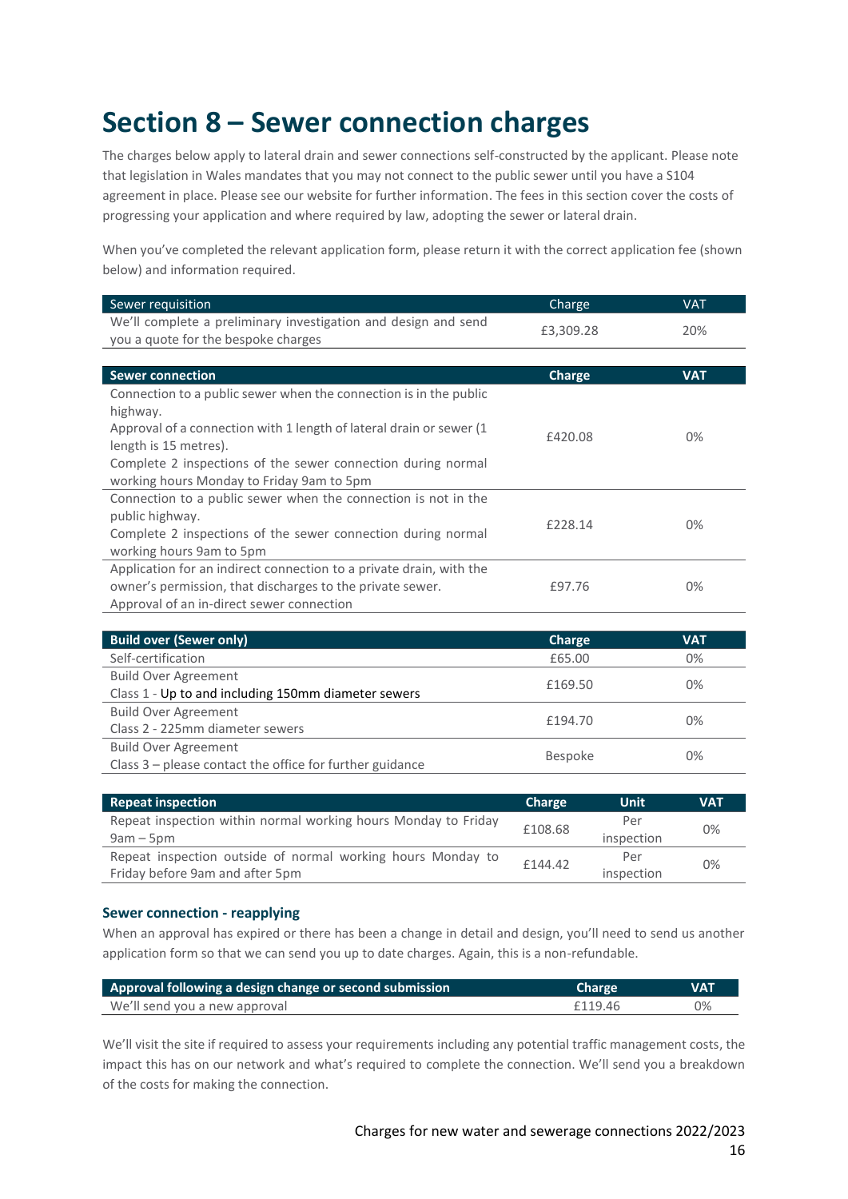# Section 8 – Sewer connection charges

The charges below apply to lateral drain and sewer connections self-constructed by the applicant. Please note that legislation in Wales mandates that you may not connect to the public sewer until you have a S104 agreement in place. Please see our website for further information. The fees in this section cover the costs of progressing your application and where required by law, adopting the sewer or lateral drain.

When you've completed the relevant application form, please return it with the correct application fee (shown below) and information required.

| Sewer requisition | Charge | VAT |
|---|---|---|
| We'll complete a preliminary investigation and design and send you a quote for the bespoke charges | £3,309.28 | 20% |

| **Sewer connection** | **Charge** | **VAT** |
|---|---|---|
| Connection to a public sewer when the connection is in the public highway.<br>Approval of a connection with 1 length of lateral drain or sewer (1 length is 15 metres).<br>Complete 2 inspections of the sewer connection during normal working hours Monday to Friday 9am to 5pm | £420.08 | 0% |
| Connection to a public sewer when the connection is not in the public highway.<br>Complete 2 inspections of the sewer connection during normal working hours 9am to 5pm | £228.14 | 0% |
| Application for an indirect connection to a private drain, with the owner's permission, that discharges to the private sewer.<br>Approval of an in-direct sewer connection | £97.76 | 0% |

| **Build over (Sewer only)** | **Charge** | **VAT** |
|---|---|---|
| Self-certification | £65.00 | 0% |
| Build Over Agreement<br>Class 1 - Up to and including 150mm diameter sewers | £169.50 | 0% |
| Build Over Agreement<br>Class 2 - 225mm diameter sewers | £194.70 | 0% |
| Build Over Agreement<br>Class 3 – please contact the office for further guidance | Bespoke | 0% |

| **Repeat inspection** | **Charge** | **Unit** | **VAT** |
|---|---|---|---|
| Repeat inspection within normal working hours Monday to Friday 9am – 5pm | £108.68 | Per inspection | 0% |
| Repeat inspection outside of normal working hours Monday to Friday before 9am and after 5pm | £144.42 | Per inspection | 0% |

### Sewer connection - reapplying

When an approval has expired or there has been a change in detail and design, you'll need to send us another application form so that we can send you up to date charges. Again, this is a non-refundable.

| **Approval following a design change or second submission** | **Charge** | **VAT** |
|---|---|---|
| We'll send you a new approval | £119.46 | 0% |

We'll visit the site if required to assess your requirements including any potential traffic management costs, the impact this has on our network and what's required to complete the connection. We'll send you a breakdown of the costs for making the connection.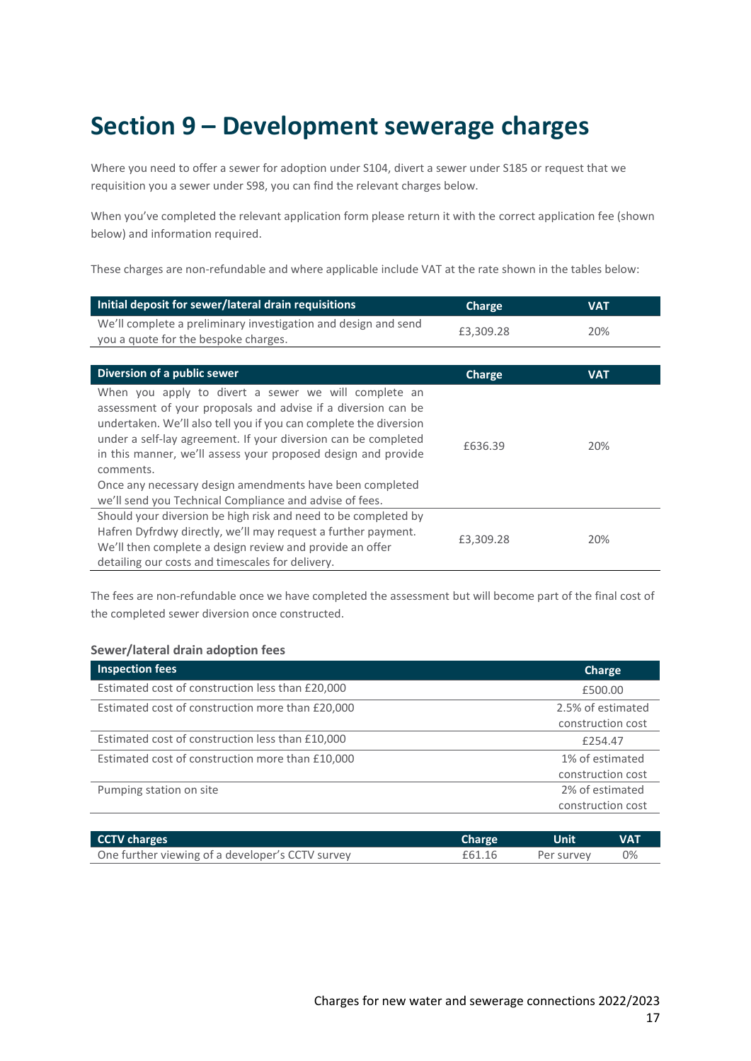# Section 9 – Development sewerage charges

Where you need to offer a sewer for adoption under S104, divert a sewer under S185 or request that we requisition you a sewer under S98, you can find the relevant charges below.

When you've completed the relevant application form please return it with the correct application fee (shown below) and information required.

These charges are non-refundable and where applicable include VAT at the rate shown in the tables below:

| Initial deposit for sewer/lateral drain requisitions | Charge | VAT |
|---|---|---|
| We'll complete a preliminary investigation and design and send you a quote for the bespoke charges. | £3,309.28 | 20% |

| Diversion of a public sewer | Charge | VAT |
|---|---|---|
| When you apply to divert a sewer we will complete an assessment of your proposals and advise if a diversion can be undertaken. We'll also tell you if you can complete the diversion under a self-lay agreement. If your diversion can be completed in this manner, we'll assess your proposed design and provide comments.<br>Once any necessary design amendments have been completed we'll send you Technical Compliance and advise of fees. | £636.39 | 20% |
| Should your diversion be high risk and need to be completed by Hafren Dyfrdwy directly, we'll may request a further payment. We'll then complete a design review and provide an offer detailing our costs and timescales for delivery. | £3,309.28 | 20% |

The fees are non-refundable once we have completed the assessment but will become part of the final cost of the completed sewer diversion once constructed.

### Sewer/lateral drain adoption fees

| Inspection fees | Charge |
|---|---|
| Estimated cost of construction less than £20,000 | £500.00 |
| Estimated cost of construction more than £20,000 | 2.5% of estimated construction cost |
| Estimated cost of construction less than £10,000 | £254.47 |
| Estimated cost of construction more than £10,000 | 1% of estimated construction cost |
| Pumping station on site | 2% of estimated construction cost |

| CCTV charges | Charge | Unit | VAT |
|---|---|---|---|
| One further viewing of a developer's CCTV survey | £61.16 | Per survey | 0% |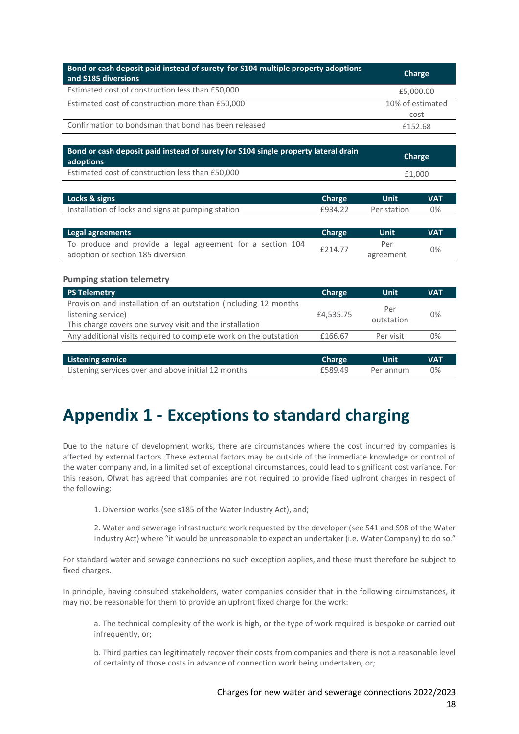| Bond or cash deposit paid instead of surety for S104 multiple property adoptions and S185 diversions | Charge |
|---|---|
| Estimated cost of construction less than £50,000 | £5,000.00 |
| Estimated cost of construction more than £50,000 | 10% of estimated cost |
| Confirmation to bondsman that bond has been released | £152.68 |

| Bond or cash deposit paid instead of surety for S104 single property lateral drain adoptions | Charge |
|---|---|
| Estimated cost of construction less than £50,000 | £1,000 |

| Locks & signs | Charge | Unit | VAT |
|---|---|---|---|
| Installation of locks and signs at pumping station | £934.22 | Per station | 0% |

| Legal agreements | Charge | Unit | VAT |
|---|---|---|---|
| To produce and provide a legal agreement for a section 104 adoption or section 185 diversion | £214.77 | Per agreement | 0% |

**Pumping station telemetry**

| PS Telemetry | Charge | Unit | VAT |
|---|---|---|---|
| Provision and installation of an outstation (including 12 months listening service) This charge covers one survey visit and the installation | £4,535.75 | Per outstation | 0% |
| Any additional visits required to complete work on the outstation | £166.67 | Per visit | 0% |

| Listening service | Charge | Unit | VAT |
|---|---|---|---|
| Listening services over and above initial 12 months | £589.49 | Per annum | 0% |

# Appendix 1 - Exceptions to standard charging

Due to the nature of development works, there are circumstances where the cost incurred by companies is affected by external factors. These external factors may be outside of the immediate knowledge or control of the water company and, in a limited set of exceptional circumstances, could lead to significant cost variance. For this reason, Ofwat has agreed that companies are not required to provide fixed upfront charges in respect of the following:

1. Diversion works (see s185 of the Water Industry Act), and;

2. Water and sewerage infrastructure work requested by the developer (see S41 and S98 of the Water Industry Act) where "it would be unreasonable to expect an undertaker (i.e. Water Company) to do so."

For standard water and sewage connections no such exception applies, and these must therefore be subject to fixed charges.

In principle, having consulted stakeholders, water companies consider that in the following circumstances, it may not be reasonable for them to provide an upfront fixed charge for the work:

a. The technical complexity of the work is high, or the type of work required is bespoke or carried out infrequently, or;

b. Third parties can legitimately recover their costs from companies and there is not a reasonable level of certainty of those costs in advance of connection work being undertaken, or;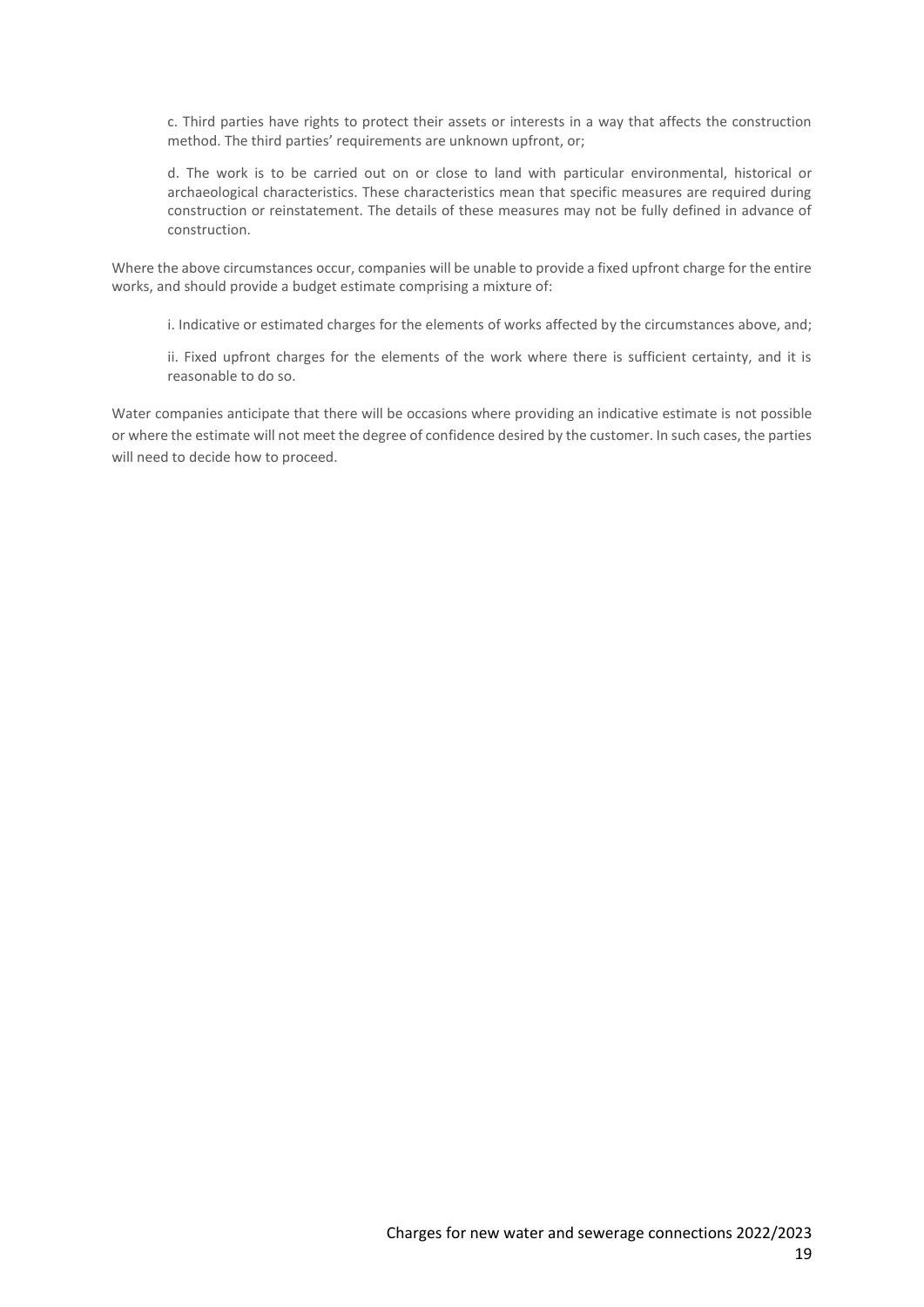c. Third parties have rights to protect their assets or interests in a way that affects the construction method. The third parties' requirements are unknown upfront, or;

d. The work is to be carried out on or close to land with particular environmental, historical or archaeological characteristics. These characteristics mean that specific measures are required during construction or reinstatement. The details of these measures may not be fully defined in advance of construction.

Where the above circumstances occur, companies will be unable to provide a fixed upfront charge for the entire works, and should provide a budget estimate comprising a mixture of:

i. Indicative or estimated charges for the elements of works affected by the circumstances above, and;

ii. Fixed upfront charges for the elements of the work where there is sufficient certainty, and it is reasonable to do so.

Water companies anticipate that there will be occasions where providing an indicative estimate is not possible or where the estimate will not meet the degree of confidence desired by the customer. In such cases, the parties will need to decide how to proceed.